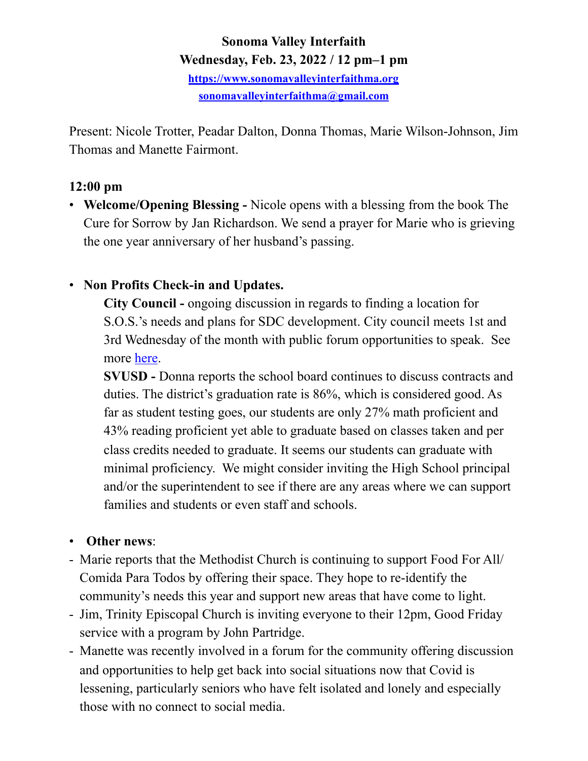**Sonoma Valley Interfaith**

**Wednesday, Feb. 23, 2022 / 12 pm–1 pm**

[https://www.sonomavalleyinterfaithma.org](https://www.sonomavalleyinterfaithma.org)

[sonomavalleyinterfaithma@gmail.com](mailto:sonomavalleyinterfaithma@gmail.com)

Present: Nicole Trotter, Peadar Dalton, Donna Thomas, Marie Wilson-Johnson, Jim Thomas and Manette Fairmont.

**12:00 pm**

- **Welcome/Opening Blessing -** Nicole opens with a blessing from the book The Cure for Sorrow by Jan Richardson. We send a prayer for Marie who is grieving the one year anniversary of her husband's passing.

- **Non Profits Check-in and Updates.**

  **City Council -** ongoing discussion in regards to finding a location for S.O.S.'s needs and plans for SDC development. City council meets 1st and 3rd Wednesday of the month with public forum opportunities to speak. See more here.

  **SVUSD -** Donna reports the school board continues to discuss contracts and duties. The district's graduation rate is 86%, which is considered good. As far as student testing goes, our students are only 27% math proficient and 43% reading proficient yet able to graduate based on classes taken and per class credits needed to graduate. It seems our students can graduate with minimal proficiency. We might consider inviting the High School principal and/or the superintendent to see if there are any areas where we can support families and students or even staff and schools.

- **Other news**:

- Marie reports that the Methodist Church is continuing to support Food For All/ Comida Para Todos by offering their space. They hope to re-identify the community's needs this year and support new areas that have come to light.
- Jim, Trinity Episcopal Church is inviting everyone to their 12pm, Good Friday service with a program by John Partridge.
- Manette was recently involved in a forum for the community offering discussion and opportunities to help get back into social situations now that Covid is lessening, particularly seniors who have felt isolated and lonely and especially those with no connect to social media.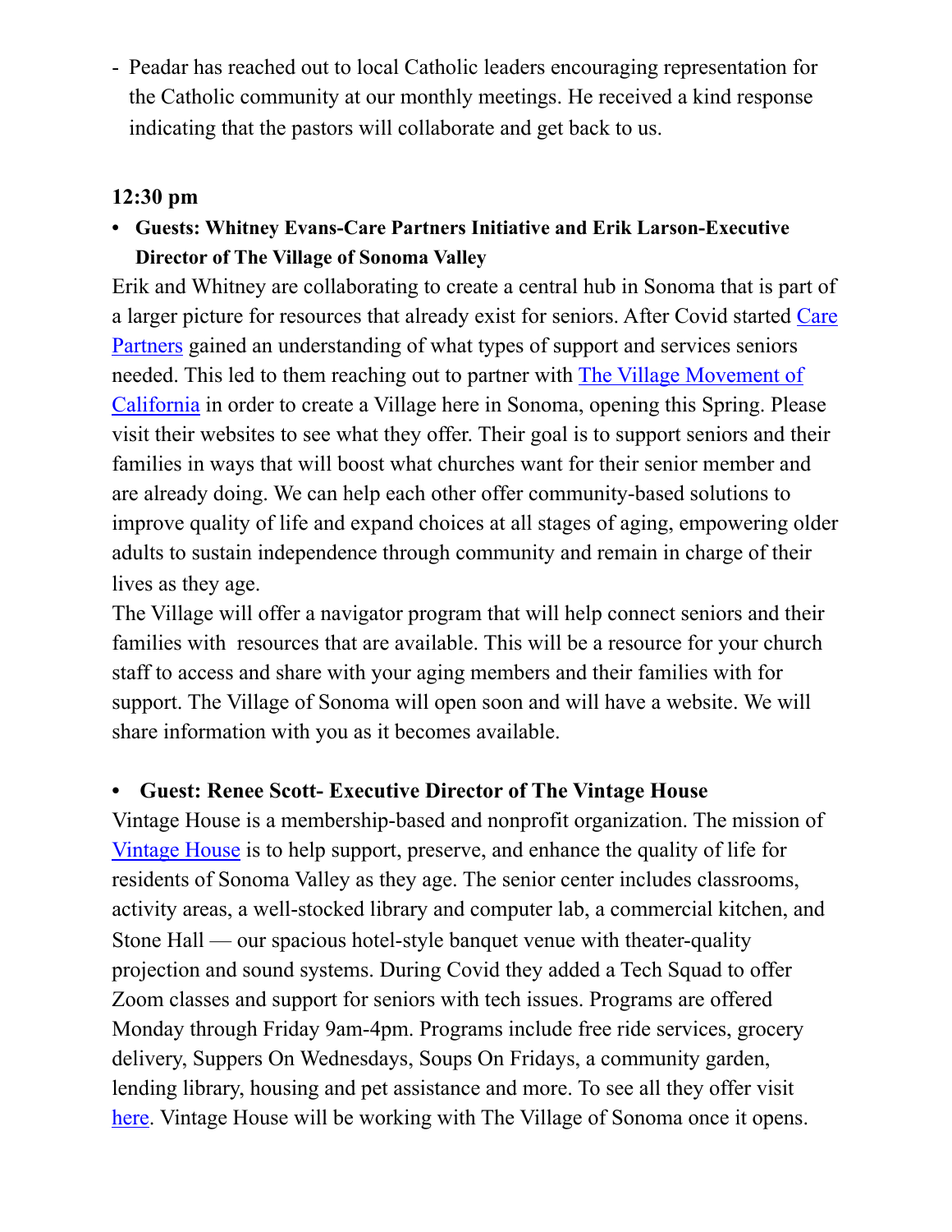- Peadar has reached out to local Catholic leaders encouraging representation for the Catholic community at our monthly meetings. He received a kind response indicating that the pastors will collaborate and get back to us.

**12:30 pm**

- **Guests: Whitney Evans-Care Partners Initiative and Erik Larson-Executive Director of The Village of Sonoma Valley**

Erik and Whitney are collaborating to create a central hub in Sonoma that is part of a larger picture for resources that already exist for seniors. After Covid started Care Partners gained an understanding of what types of support and services seniors needed. This led to them reaching out to partner with The Village Movement of California in order to create a Village here in Sonoma, opening this Spring. Please visit their websites to see what they offer. Their goal is to support seniors and their families in ways that will boost what churches want for their senior member and are already doing. We can help each other offer community-based solutions to improve quality of life and expand choices at all stages of aging, empowering older adults to sustain independence through community and remain in charge of their lives as they age.

The Village will offer a navigator program that will help connect seniors and their families with resources that are available. This will be a resource for your church staff to access and share with your aging members and their families with for support. The Village of Sonoma will open soon and will have a website. We will share information with you as it becomes available.

- **Guest: Renee Scott- Executive Director of The Vintage House**

Vintage House is a membership-based and nonprofit organization. The mission of Vintage House is to help support, preserve, and enhance the quality of life for residents of Sonoma Valley as they age. The senior center includes classrooms, activity areas, a well-stocked library and computer lab, a commercial kitchen, and Stone Hall — our spacious hotel-style banquet venue with theater-quality projection and sound systems. During Covid they added a Tech Squad to offer Zoom classes and support for seniors with tech issues. Programs are offered Monday through Friday 9am-4pm. Programs include free ride services, grocery delivery, Suppers On Wednesdays, Soups On Fridays, a community garden, lending library, housing and pet assistance and more. To see all they offer visit here. Vintage House will be working with The Village of Sonoma once it opens.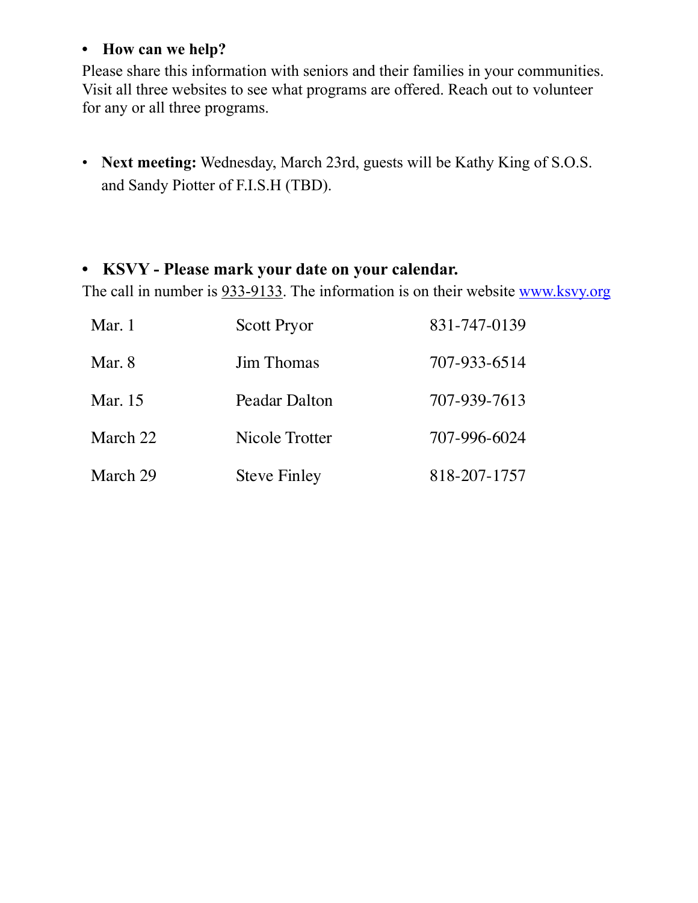- **How can we help?**

Please share this information with seniors and their families in your communities. Visit all three websites to see what programs are offered. Reach out to volunteer for any or all three programs.

- **Next meeting:** Wednesday, March 23rd, guests will be Kathy King of S.O.S. and Sandy Piotter of F.I.S.H (TBD).

- **KSVY - Please mark your date on your calendar.**

The call in number is 933-9133. The information is on their website www.ksvy.org

| | | |
|---|---|---|
| Mar. 1 | Scott Pryor | 831-747-0139 |
| Mar. 8 | Jim Thomas | 707-933-6514 |
| Mar. 15 | Peadar Dalton | 707-939-7613 |
| March 22 | Nicole Trotter | 707-996-6024 |
| March 29 | Steve Finley | 818-207-1757 |